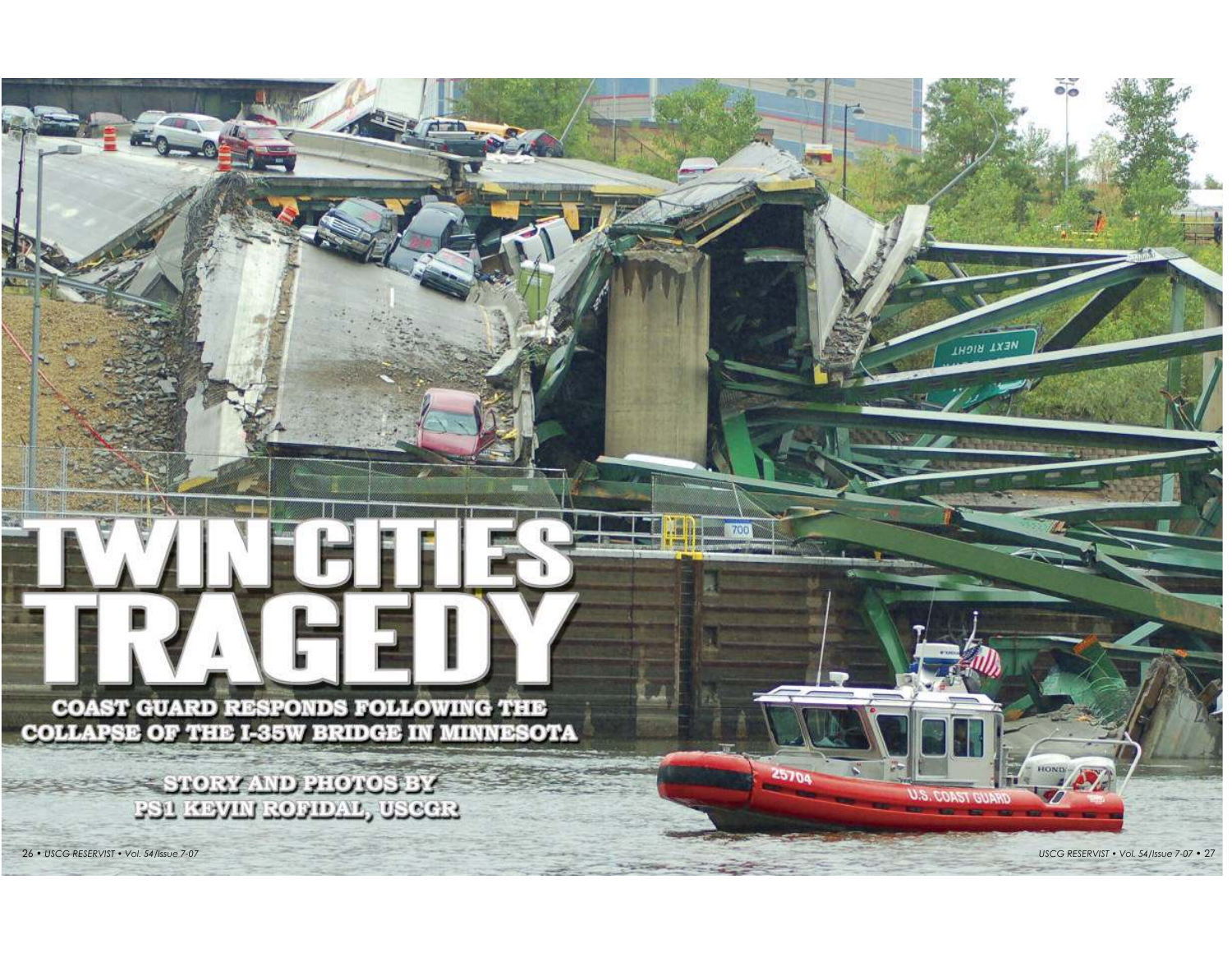# TWIN CITIES TRAGEDY

## COAST GUARD RESPONDS FOLLOWING THE COLLAPSE OF THE I-35W BRIDGE IN MINNESOTA

**STORY AND PHOTOS BY PS1 KEVIN ROFIDAL, USCGR**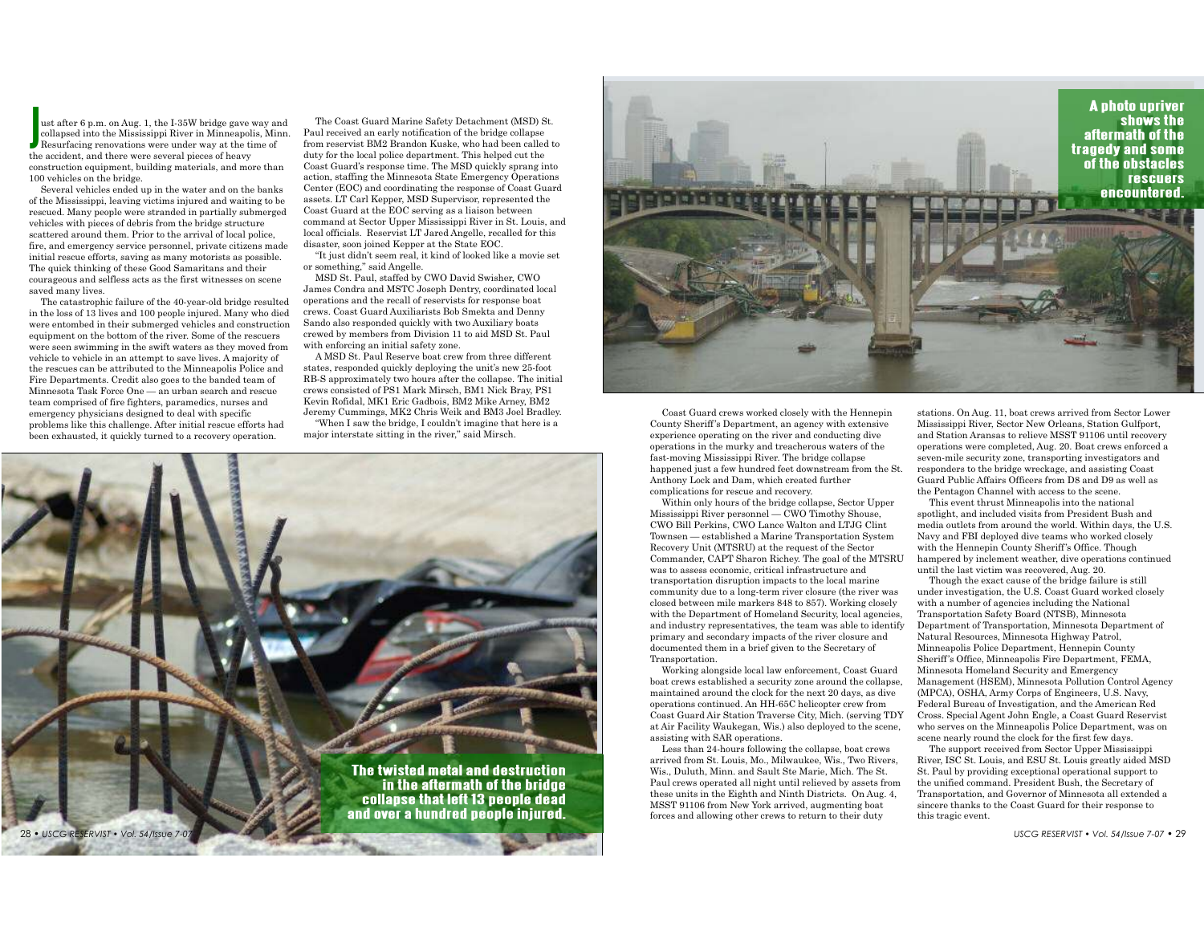Just after 6 p.m. on Aug. 1, the I-35W bridge gave way and collapsed into the Mississippi River in Minneapolis, Minn. Resurfacing renovations were under way at the time of the accident, and there were several pieces of heavy construction equipment, building materials, and more than 100 vehicles on the bridge.

Several vehicles ended up in the water and on the banks of the Mississippi, leaving victims injured and waiting to be rescued. Many people were stranded in partially submerged vehicles with pieces of debris from the bridge structure scattered around them. Prior to the arrival of local police, fire, and emergency service personnel, private citizens made initial rescue efforts, saving as many motorists as possible. The quick thinking of these Good Samaritans and their courageous and selfless acts as the first witnesses on scene saved many lives.

The catastrophic failure of the 40-year-old bridge resulted in the loss of 13 lives and 100 people injured. Many who died were entombed in their submerged vehicles and construction equipment on the bottom of the river. Some of the rescuers were seen swimming in the swift waters as they moved from vehicle to vehicle in an attempt to save lives. A majority of the rescues can be attributed to the Minneapolis Police and Fire Departments. Credit also goes to the banded team of Minnesota Task Force One — an urban search and rescue team comprised of fire fighters, paramedics, nurses and emergency physicians designed to deal with specific problems like this challenge. After initial rescue efforts had been exhausted, it quickly turned to a recovery operation.

The Coast Guard Marine Safety Detachment (MSD) St. Paul received an early notification of the bridge collapse from reservist BM2 Brandon Kuske, who had been called to duty for the local police department. This helped cut the Coast Guard's response time. The MSD quickly sprang into action, staffing the Minnesota State Emergency Operations Center (EOC) and coordinating the response of Coast Guard assets. LT Carl Kepper, MSD Supervisor, represented the Coast Guard at the EOC serving as a liaison between command at Sector Upper Mississippi River in St. Louis, and local officials. Reservist LT Jared Angelle, recalled for this disaster, soon joined Kepper at the State EOC.

"It just didn't seem real, it kind of looked like a movie set or something," said Angelle.

MSD St. Paul, staffed by CWO David Swisher, CWO James Condra and MSTC Joseph Dentry, coordinated local operations and the recall of reservists for response boat crews. Coast Guard Auxiliarists Bob Smekta and Denny Sando also responded quickly with two Auxiliary boats crewed by members from Division 11 to aid MSD St. Paul with enforcing an initial safety zone.

A MSD St. Paul Reserve boat crew from three different states, responded quickly deploying the unit's new 25-foot RB-S approximately two hours after the collapse. The initial crews consisted of PS1 Mark Mirsch, BM1 Nick Bray, PS1 Kevin Rofidal, MK1 Eric Gadbois, BM2 Mike Arney, BM2 Jeremy Cummings, MK2 Chris Weik and BM3 Joel Bradley.

"When I saw the bridge, I couldn't imagine that here is a major interstate sitting in the river," said Mirsch.

The twisted metal and destruction in the aftermath of the bridge collapse that left 13 people dead and over a hundred people injured.

A photo upriver shows the aftermath of the tragedy and some of the obstacles rescuers encountered.

Coast Guard crews worked closely with the Hennepin County Sheriff's Department, an agency with extensive experience operating on the river and conducting dive operations in the murky and treacherous waters of the fast-moving Mississippi River. The bridge collapse happened just a few hundred feet downstream from the St. Anthony Lock and Dam, which created further complications for rescue and recovery.

Within only hours of the bridge collapse, Sector Upper Mississippi River personnel — CWO Timothy Shouse, CWO Bill Perkins, CWO Lance Walton and LTJG Clint Townsen — established a Marine Transportation System Recovery Unit (MTSRU) at the request of the Sector Commander, CAPT Sharon Richey. The goal of the MTSRU was to assess economic, critical infrastructure and transportation disruption impacts to the local marine community due to a long-term river closure (the river was closed between mile markers 848 to 857). Working closely with the Department of Homeland Security, local agencies, and industry representatives, the team was able to identify primary and secondary impacts of the river closure and documented them in a brief given to the Secretary of Transportation.

Working alongside local law enforcement, Coast Guard boat crews established a security zone around the collapse, maintained around the clock for the next 20 days, as dive operations continued. An HH-65C helicopter crew from Coast Guard Air Station Traverse City, Mich. (serving TDY at Air Facility Waukegan, Wis.) also deployed to the scene, assisting with SAR operations.

Less than 24-hours following the collapse, boat crews arrived from St. Louis, Mo., Milwaukee, Wis., Two Rivers, Wis., Duluth, Minn. and Sault Ste Marie, Mich. The St. Paul crews operated all night until relieved by assets from these units in the Eighth and Ninth Districts. On Aug. 4, MSST 91106 from New York arrived, augmenting boat forces and allowing other crews to return to their duty stations. On Aug. 11, boat crews arrived from Sector Lower Mississippi River, Sector New Orleans, Station Gulfport, and Station Aransas to relieve MSST 91106 until recovery operations were completed, Aug. 20. Boat crews enforced a seven-mile security zone, transporting investigators and responders to the bridge wreckage, and assisting Coast Guard Public Affairs Officers from D8 and D9 as well as the Pentagon Channel with access to the scene.

This event thrust Minneapolis into the national spotlight, and included visits from President Bush and media outlets from around the world. Within days, the U.S. Navy and FBI deployed dive teams who worked closely with the Hennepin County Sheriff's Office. Though hampered by inclement weather, dive operations continued until the last victim was recovered, Aug. 20.

Though the exact cause of the bridge failure is still under investigation, the U.S. Coast Guard worked closely with a number of agencies including the National Transportation Safety Board (NTSB), Minnesota Department of Transportation, Minnesota Department of Natural Resources, Minnesota Highway Patrol, Minneapolis Police Department, Hennepin County Sheriff's Office, Minneapolis Fire Department, FEMA, Minnesota Homeland Security and Emergency Management (HSEM), Minnesota Pollution Control Agency (MPCA), OSHA, Army Corps of Engineers, U.S. Navy, Federal Bureau of Investigation, and the American Red Cross. Special Agent John Engle, a Coast Guard Reservist who serves on the Minneapolis Police Department, was on scene nearly round the clock for the first few days.

The support received from Sector Upper Mississippi River, ISC St. Louis, and ESU St. Louis greatly aided MSD St. Paul by providing exceptional operational support to the unified command. President Bush, the Secretary of Transportation, and Governor of Minnesota all extended a sincere thanks to the Coast Guard for their response to this tragic event.